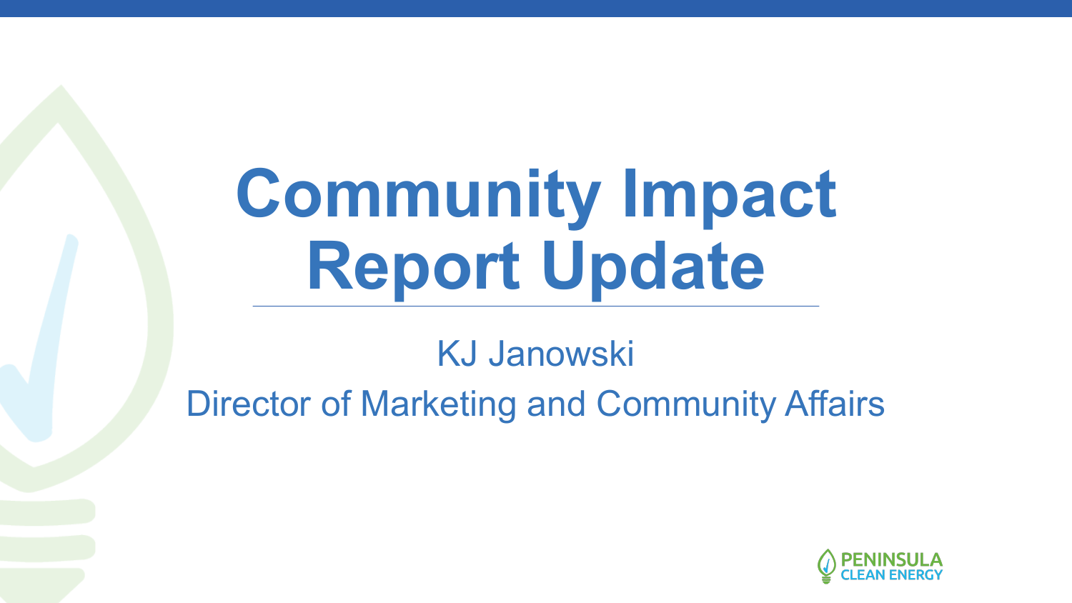# Community Impact Report Update

KJ Janowski

Director of Marketing and Community Affairs

PENINSULA CLEAN ENERGY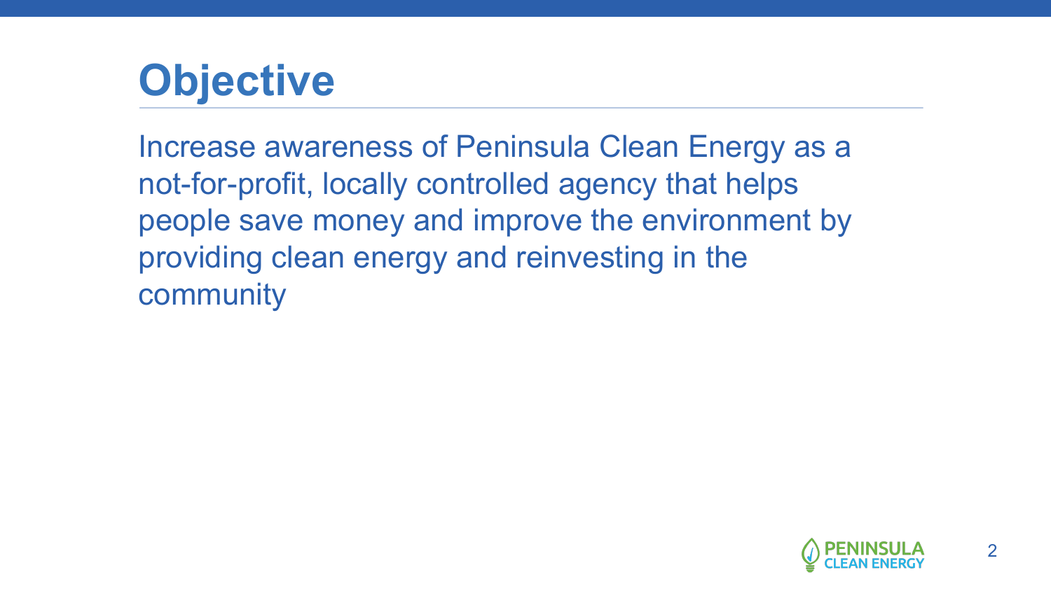# Objective

Increase awareness of Peninsula Clean Energy as a not-for-profit, locally controlled agency that helps people save money and improve the environment by providing clean energy and reinvesting in the community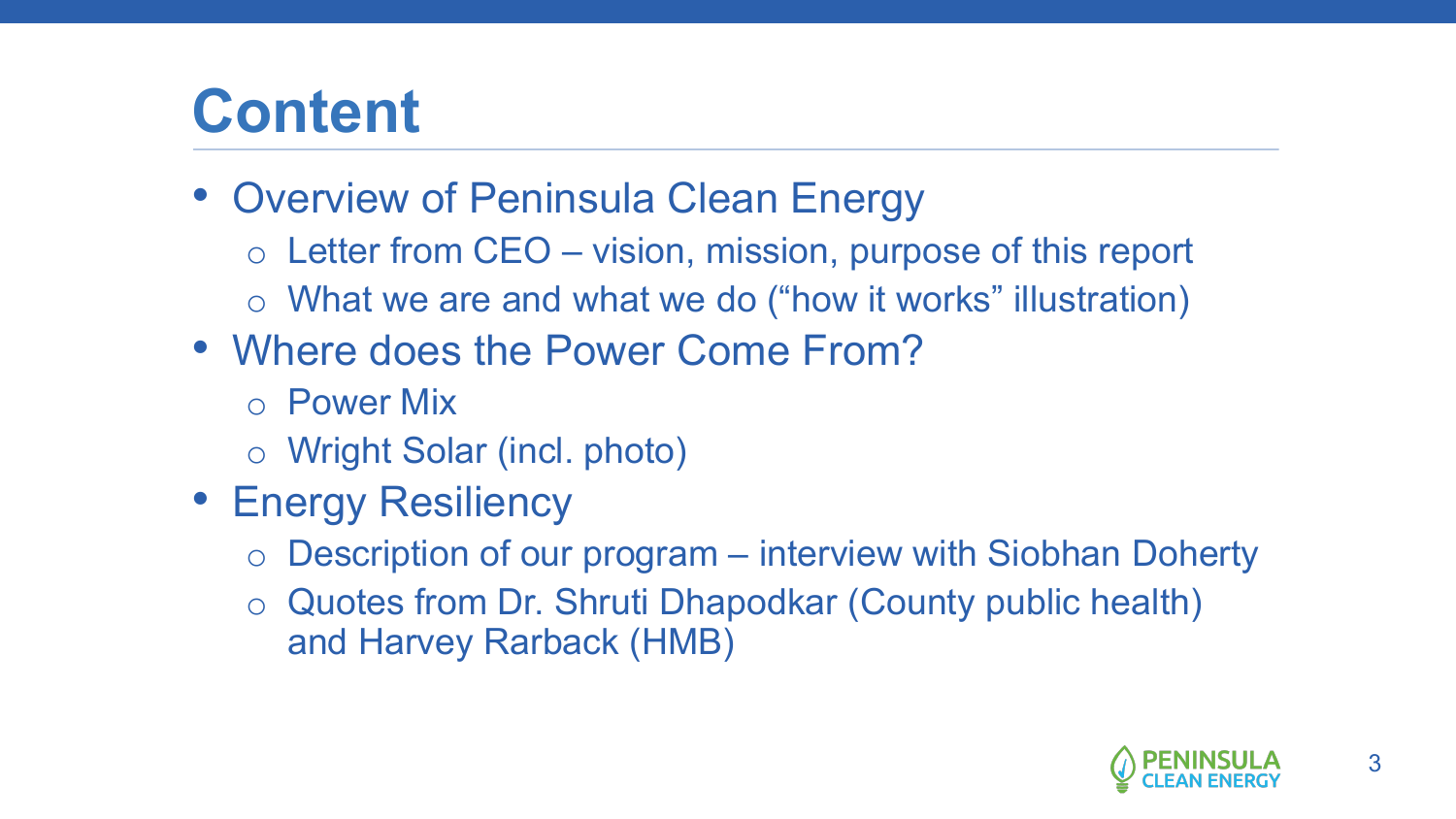# Content

- Overview of Peninsula Clean Energy
  - Letter from CEO – vision, mission, purpose of this report
  - What we are and what we do ("how it works" illustration)
- Where does the Power Come From?
  - Power Mix
  - Wright Solar (incl. photo)
- Energy Resiliency
  - Description of our program – interview with Siobhan Doherty
  - Quotes from Dr. Shruti Dhapodkar (County public health) and Harvey Rarback (HMB)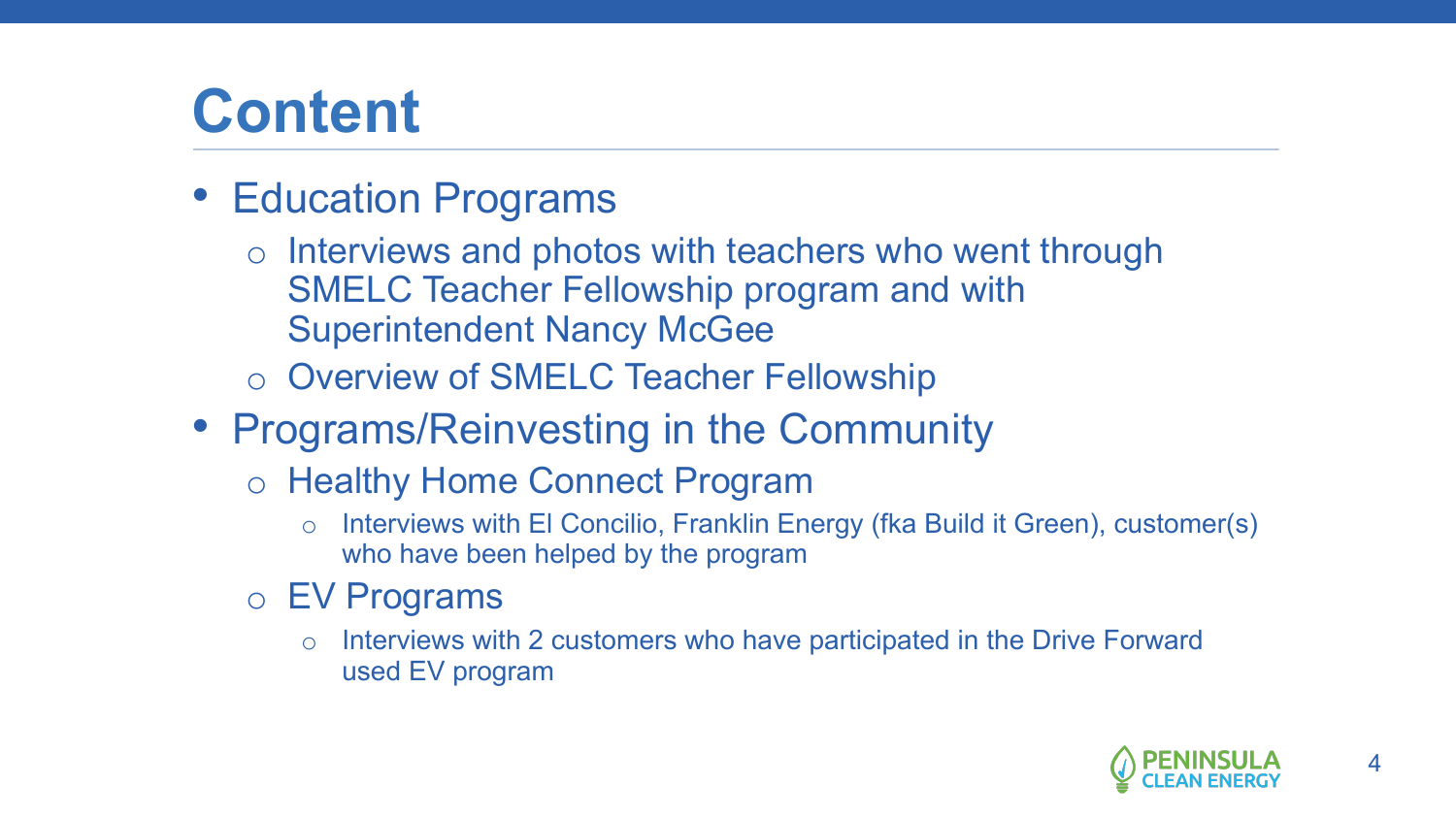# Content

- Education Programs
  - Interviews and photos with teachers who went through SMELC Teacher Fellowship program and with Superintendent Nancy McGee
  - Overview of SMELC Teacher Fellowship
- Programs/Reinvesting in the Community
  - Healthy Home Connect Program
    - Interviews with El Concilio, Franklin Energy (fka Build it Green), customer(s) who have been helped by the program
  - EV Programs
    - Interviews with 2 customers who have participated in the Drive Forward used EV program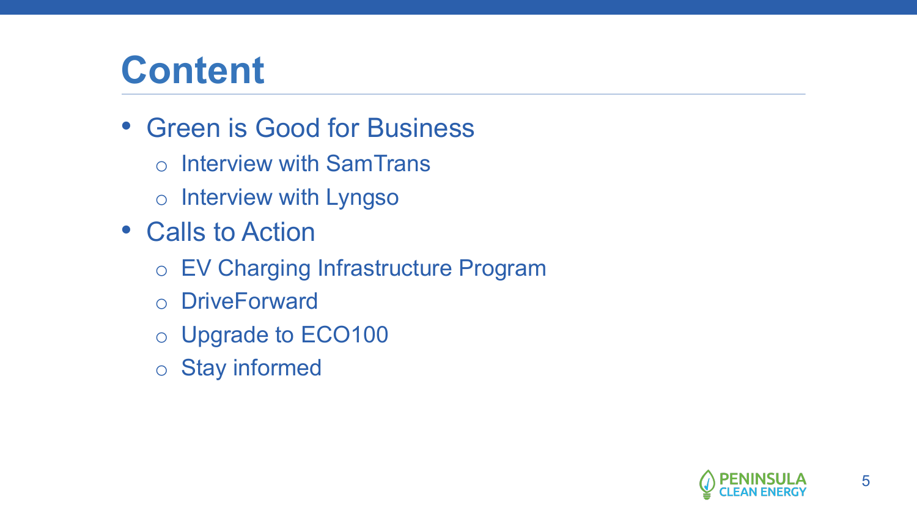# Content

- Green is Good for Business
  - Interview with SamTrans
  - Interview with Lyngso
- Calls to Action
  - EV Charging Infrastructure Program
  - DriveForward
  - Upgrade to ECO100
  - Stay informed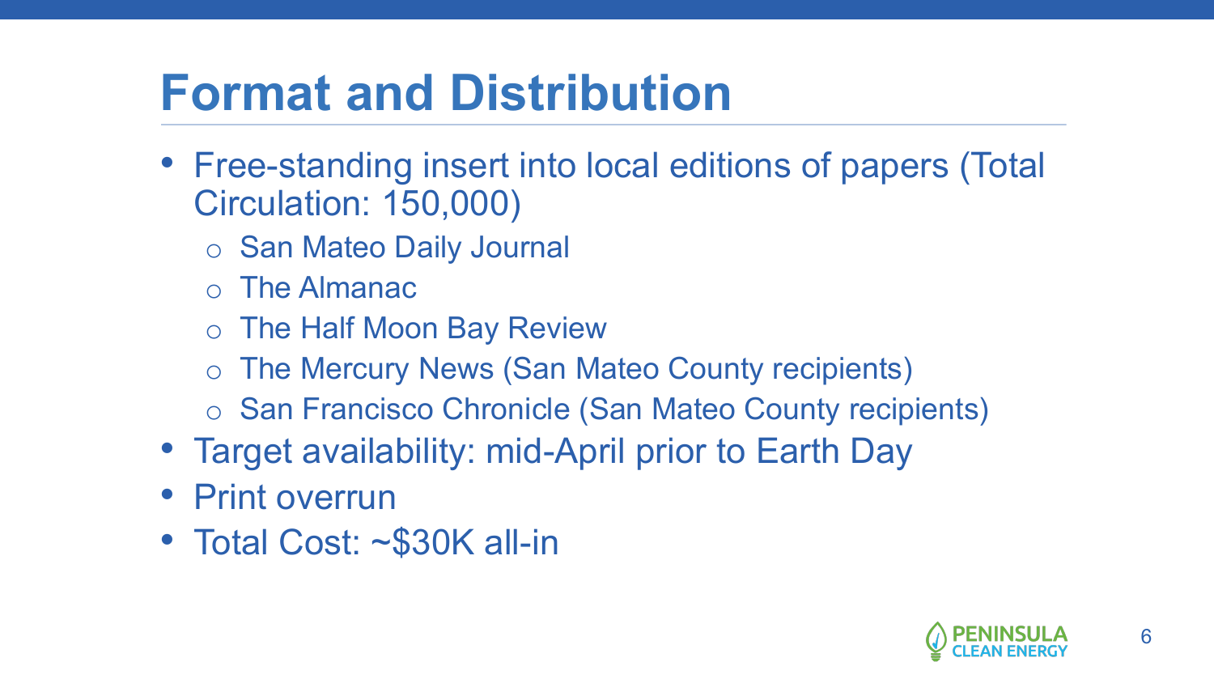# Format and Distribution

- Free-standing insert into local editions of papers (Total Circulation: 150,000)
  - San Mateo Daily Journal
  - The Almanac
  - The Half Moon Bay Review
  - The Mercury News (San Mateo County recipients)
  - San Francisco Chronicle (San Mateo County recipients)
- Target availability: mid-April prior to Earth Day
- Print overrun
- Total Cost: ~$30K all-in